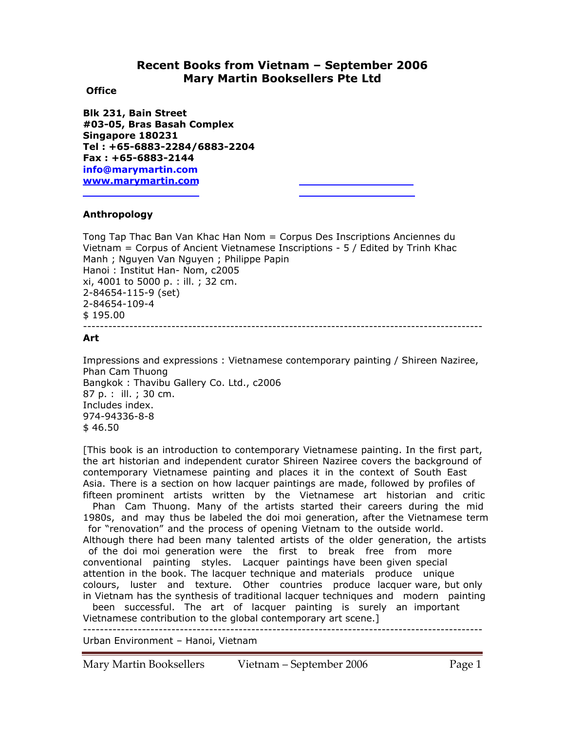# Recent Books from Vietnam – September 2006
# Mary Martin Booksellers Pte Ltd

**Office**

**Blk 231, Bain Street**
**#03-05, Bras Basah Complex**
**Singapore 180231**
**Tel : +65-6883-2284/6883-2204**
**Fax : +65-6883-2144**
info@marymartin.com
www.marymartin.com

## Anthropology

Tong Tap Thac Ban Van Khac Han Nom = Corpus Des Inscriptions Anciennes du Vietnam = Corpus of Ancient Vietnamese Inscriptions - 5 / Edited by Trinh Khac Manh ; Nguyen Van Nguyen ; Philippe Papin
Hanoi : Institut Han- Nom, c2005
xi, 4001 to 5000 p. : ill. ; 32 cm.
2-84654-115-9 (set)
2-84654-109-4
$ 195.00

---

## Art

Impressions and expressions : Vietnamese contemporary painting / Shireen Naziree, Phan Cam Thuong
Bangkok : Thavibu Gallery Co. Ltd., c2006
87 p. : ill. ; 30 cm.
Includes index.
974-94336-8-8
$ 46.50

[This book is an introduction to contemporary Vietnamese painting. In the first part, the art historian and independent curator Shireen Naziree covers the background of contemporary Vietnamese painting and places it in the context of South East Asia. There is a section on how lacquer paintings are made, followed by profiles of fifteen prominent artists written by the Vietnamese art historian and critic Phan Cam Thuong. Many of the artists started their careers during the mid 1980s, and may thus be labeled the doi moi generation, after the Vietnamese term for "renovation" and the process of opening Vietnam to the outside world. Although there had been many talented artists of the older generation, the artists of the doi moi generation were the first to break free from more conventional painting styles. Lacquer paintings have been given special attention in the book. The lacquer technique and materials produce unique colours, luster and texture. Other countries produce lacquer ware, but only in Vietnam has the synthesis of traditional lacquer techniques and modern painting been successful. The art of lacquer painting is surely an important Vietnamese contribution to the global contemporary art scene.]

---

Urban Environment – Hanoi, Vietnam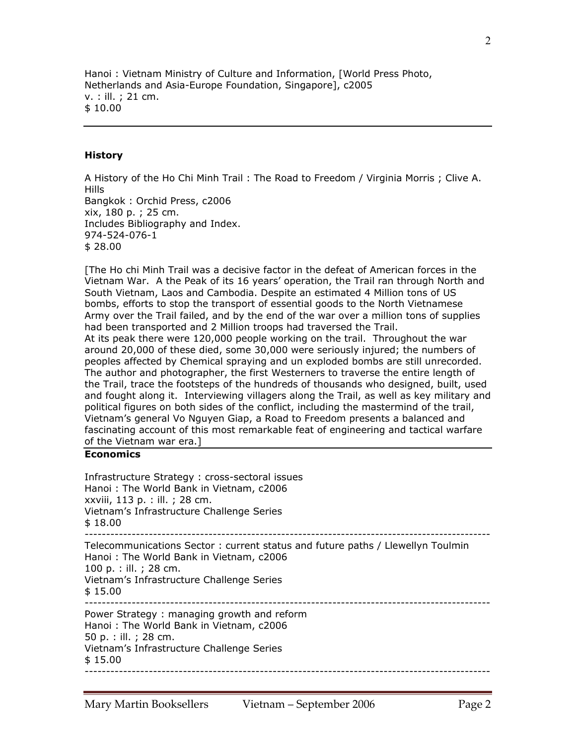Hanoi : Vietnam Ministry of Culture and Information, [World Press Photo, Netherlands and Asia-Europe Foundation, Singapore], c2005
v. : ill. ; 21 cm.
$ 10.00

---

### History

A History of the Ho Chi Minh Trail : The Road to Freedom / Virginia Morris ; Clive A. Hills
Bangkok : Orchid Press, c2006
xix, 180 p. ; 25 cm.
Includes Bibliography and Index.
974-524-076-1
$ 28.00

[The Ho chi Minh Trail was a decisive factor in the defeat of American forces in the Vietnam War. A the Peak of its 16 years' operation, the Trail ran through North and South Vietnam, Laos and Cambodia. Despite an estimated 4 Million tons of US bombs, efforts to stop the transport of essential goods to the North Vietnamese Army over the Trail failed, and by the end of the war over a million tons of supplies had been transported and 2 Million troops had traversed the Trail.
At its peak there were 120,000 people working on the trail. Throughout the war around 20,000 of these died, some 30,000 were seriously injured; the numbers of peoples affected by Chemical spraying and un exploded bombs are still unrecorded. The author and photographer, the first Westerners to traverse the entire length of the Trail, trace the footsteps of the hundreds of thousands who designed, built, used and fought along it. Interviewing villagers along the Trail, as well as key military and political figures on both sides of the conflict, including the mastermind of the trail, Vietnam's general Vo Nguyen Giap, a Road to Freedom presents a balanced and fascinating account of this most remarkable feat of engineering and tactical warfare of the Vietnam war era.]

---

### Economics

Infrastructure Strategy : cross-sectoral issues
Hanoi : The World Bank in Vietnam, c2006
xxviii, 113 p. : ill. ; 28 cm.
Vietnam's Infrastructure Challenge Series
$ 18.00

---

Telecommunications Sector : current status and future paths / Llewellyn Toulmin
Hanoi : The World Bank in Vietnam, c2006
100 p. : ill. ; 28 cm.
Vietnam's Infrastructure Challenge Series
$ 15.00

---

Power Strategy : managing growth and reform
Hanoi : The World Bank in Vietnam, c2006
50 p. : ill. ; 28 cm.
Vietnam's Infrastructure Challenge Series
$ 15.00

---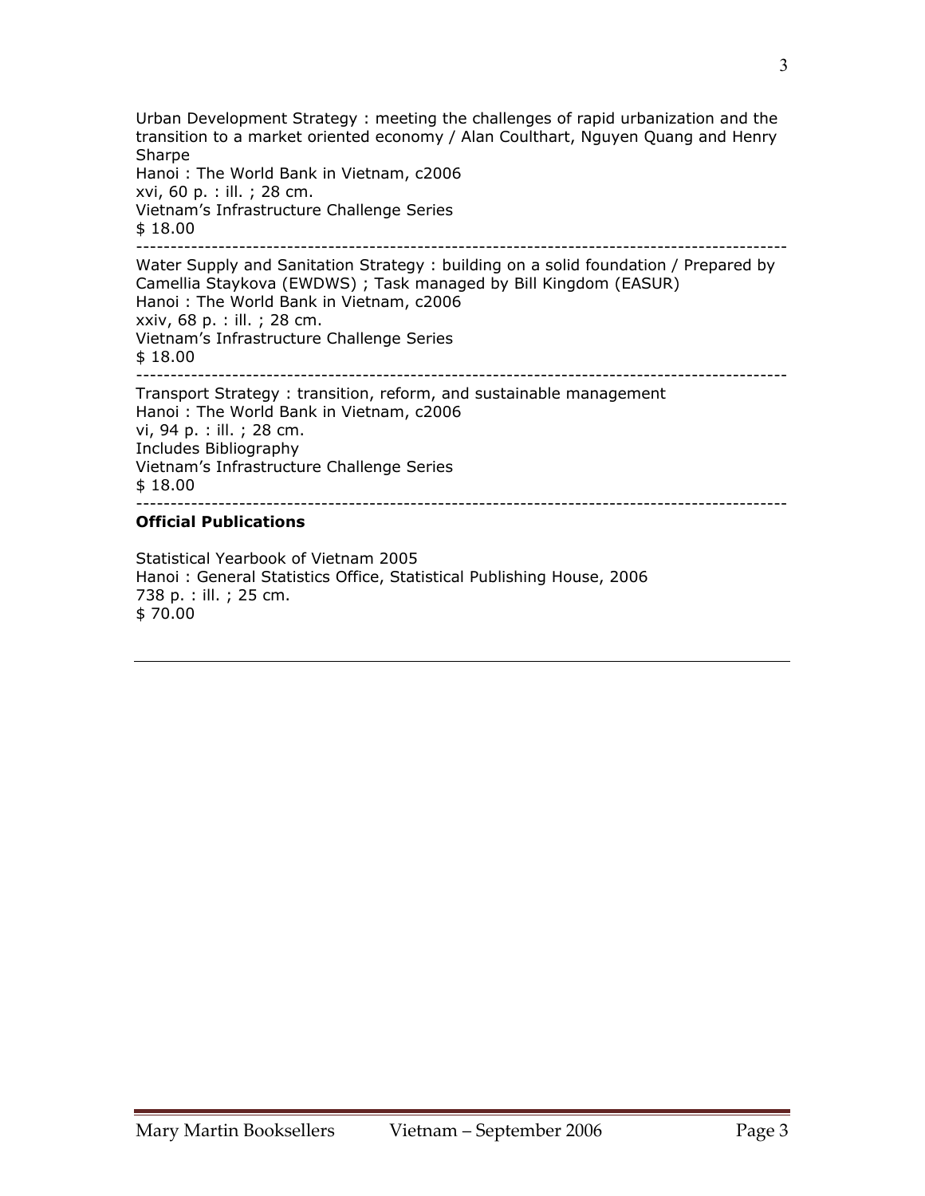Urban Development Strategy : meeting the challenges of rapid urbanization and the transition to a market oriented economy / Alan Coulthart, Nguyen Quang and Henry Sharpe
Hanoi : The World Bank in Vietnam, c2006
xvi, 60 p. : ill. ; 28 cm.
Vietnam's Infrastructure Challenge Series
$ 18.00

---

Water Supply and Sanitation Strategy : building on a solid foundation / Prepared by Camellia Staykova (EWDWS) ; Task managed by Bill Kingdom (EASUR)
Hanoi : The World Bank in Vietnam, c2006
xxiv, 68 p. : ill. ; 28 cm.
Vietnam's Infrastructure Challenge Series
$ 18.00

---

Transport Strategy : transition, reform, and sustainable management
Hanoi : The World Bank in Vietnam, c2006
vi, 94 p. : ill. ; 28 cm.
Includes Bibliography
Vietnam's Infrastructure Challenge Series
$ 18.00

---

**Official Publications**

Statistical Yearbook of Vietnam 2005
Hanoi : General Statistics Office, Statistical Publishing House, 2006
738 p. : ill. ; 25 cm.
$ 70.00